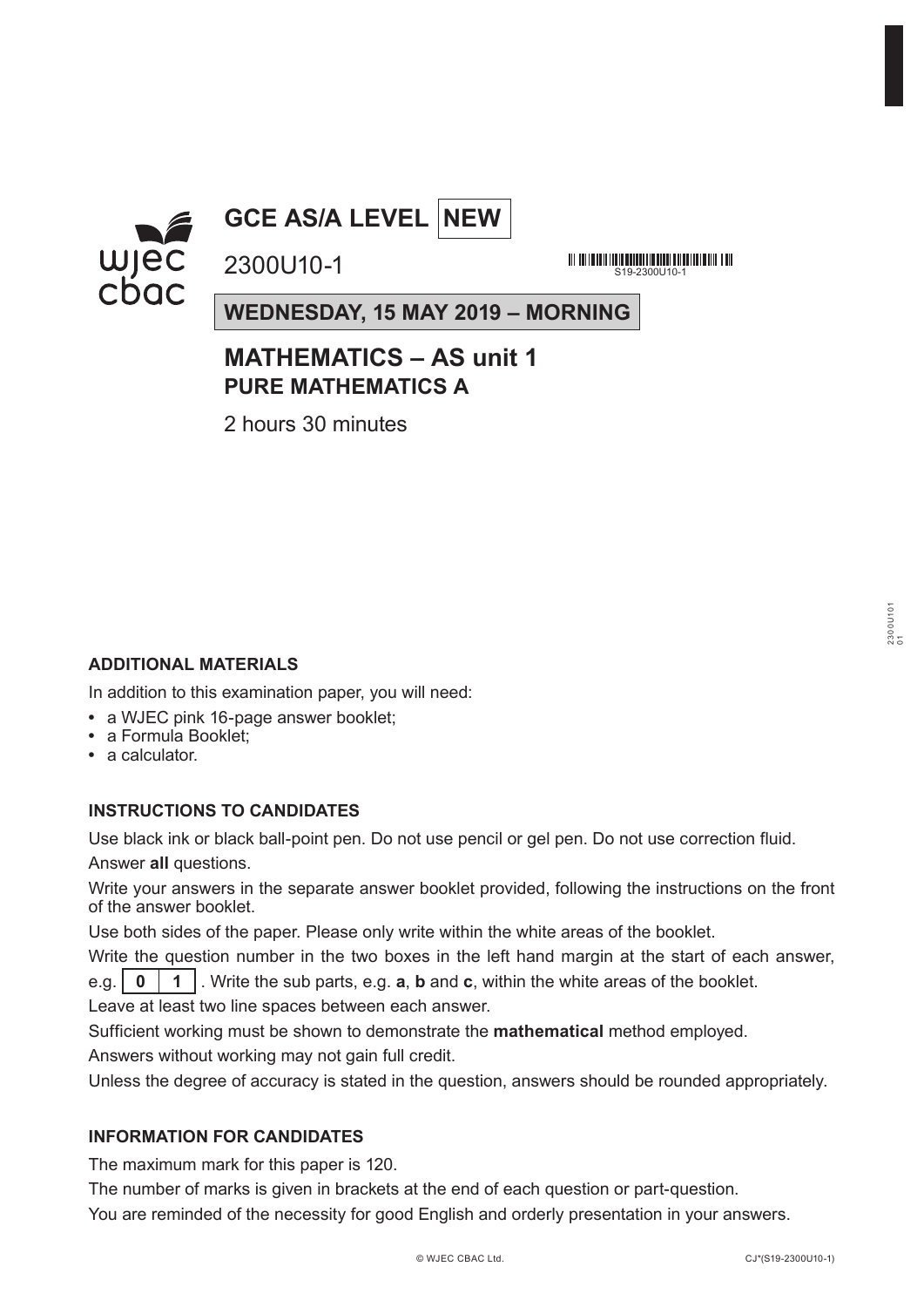# GCE AS/A LEVEL NEW

2300U10-1

S19-2300U10-1

**WEDNESDAY, 15 MAY 2019 – MORNING**

## MATHEMATICS – AS unit 1
### PURE MATHEMATICS A

2 hours 30 minutes

**ADDITIONAL MATERIALS**

In addition to this examination paper, you will need:

- a WJEC pink 16-page answer booklet;
- a Formula Booklet;
- a calculator.

**INSTRUCTIONS TO CANDIDATES**

Use black ink or black ball-point pen. Do not use pencil or gel pen. Do not use correction fluid.

Answer **all** questions.

Write your answers in the separate answer booklet provided, following the instructions on the front of the answer booklet.

Use both sides of the paper. Please only write within the white areas of the booklet.

Write the question number in the two boxes in the left hand margin at the start of each answer, e.g. | 0 | 1 |. Write the sub parts, e.g. **a**, **b** and **c**, within the white areas of the booklet.

Leave at least two line spaces between each answer.

Sufficient working must be shown to demonstrate the **mathematical** method employed.

Answers without working may not gain full credit.

Unless the degree of accuracy is stated in the question, answers should be rounded appropriately.

**INFORMATION FOR CANDIDATES**

The maximum mark for this paper is 120.

The number of marks is given in brackets at the end of each question or part-question.

You are reminded of the necessity for good English and orderly presentation in your answers.

© WJEC CBAC Ltd. CJ*(S19-2300U10-1)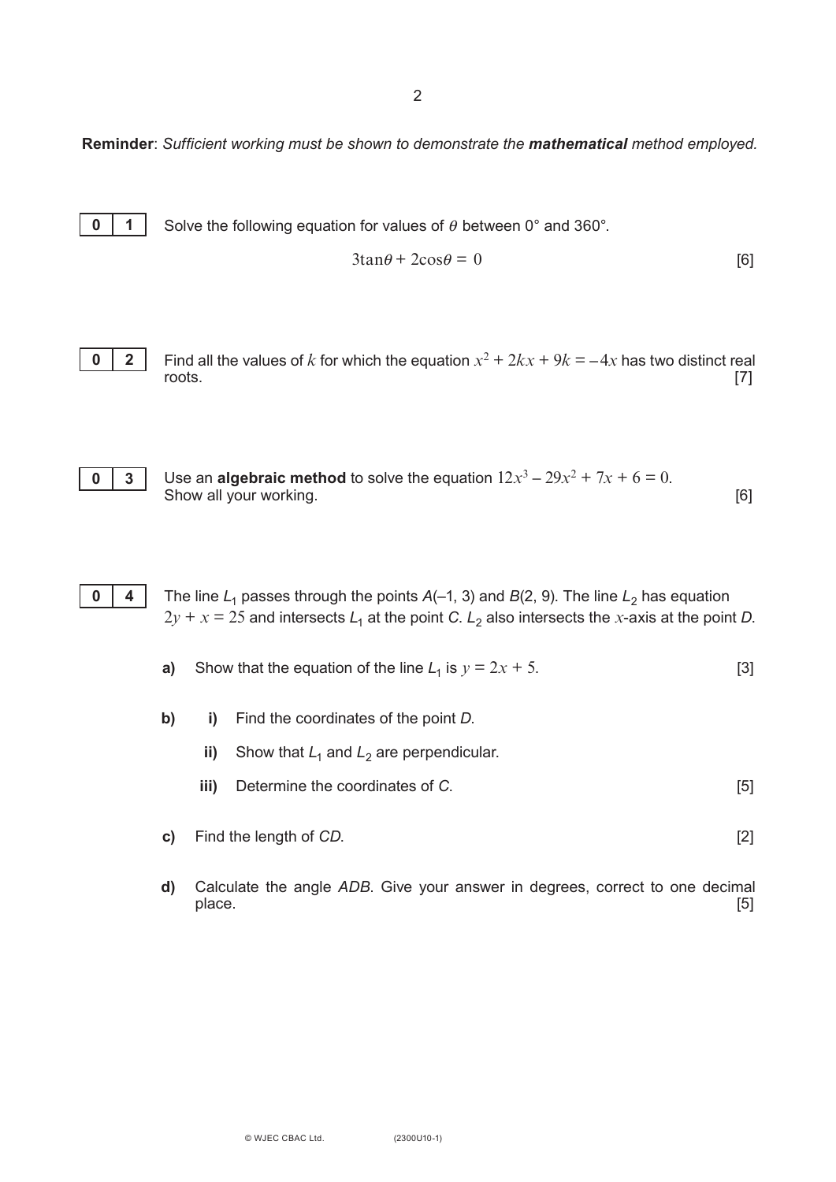**Reminder**: *Sufficient working must be shown to demonstrate the **mathematical** method employed.*

**0 1** Solve the following equation for values of $\theta$ between 0° and 360°.

$$3\tan\theta + 2\cos\theta = 0$$ [6]

**0 2** Find all the values of $k$ for which the equation $x^2 + 2kx + 9k = -4x$ has two distinct real roots. [7]

**0 3** Use an **algebraic method** to solve the equation $12x^3 - 29x^2 + 7x + 6 = 0$.
Show all your working. [6]

**0 4** The line $L_1$ passes through the points $A(-1, 3)$ and $B(2, 9)$. The line $L_2$ has equation $2y + x = 25$ and intersects $L_1$ at the point $C$. $L_2$ also intersects the $x$-axis at the point $D$.

**a)** Show that the equation of the line $L_1$ is $y = 2x + 5$. [3]

**b)** **i)** Find the coordinates of the point $D$.

**ii)** Show that $L_1$ and $L_2$ are perpendicular.

**iii)** Determine the coordinates of $C$. [5]

**c)** Find the length of $CD$. [2]

**d)** Calculate the angle $ADB$. Give your answer in degrees, correct to one decimal place. [5]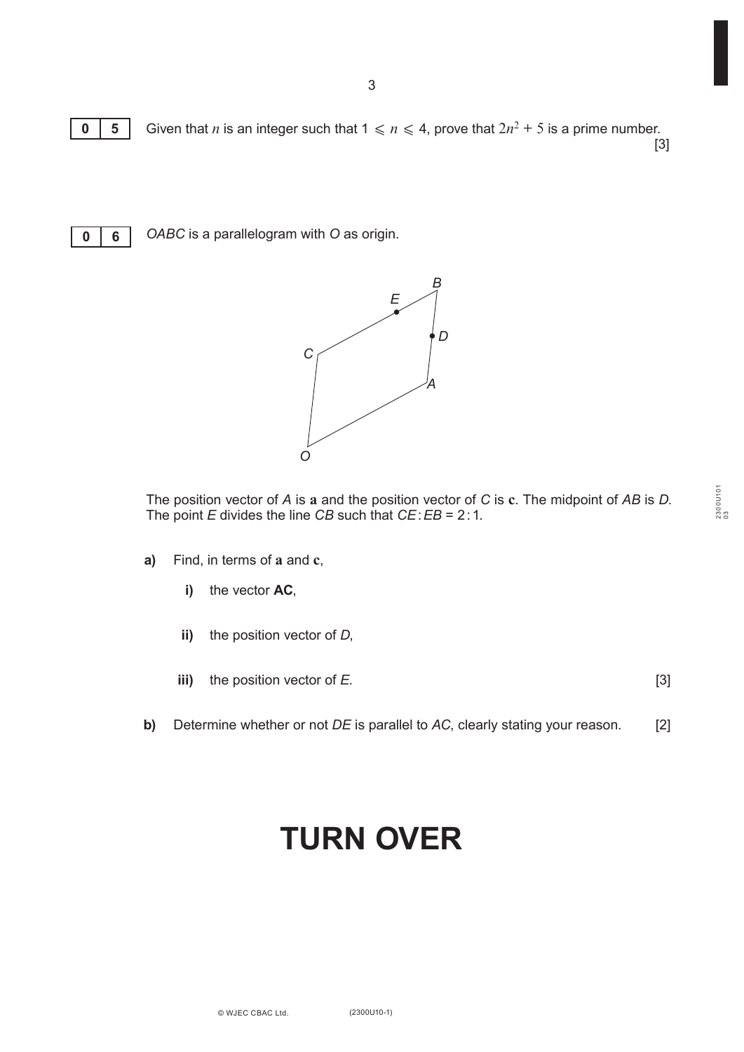**0 5** Given that $n$ is an integer such that $1 \leqslant n \leqslant 4$, prove that $2n^2 + 5$ is a prime number. [3]

**0 6** $OABC$ is a parallelogram with $O$ as origin.

The position vector of $A$ is $\mathbf{a}$ and the position vector of $C$ is $\mathbf{c}$. The midpoint of $AB$ is $D$. The point $E$ divides the line $CB$ such that $CE : EB = 2 : 1$.

**a)** Find, in terms of $\mathbf{a}$ and $\mathbf{c}$,

**i)** the vector **AC**,

**ii)** the position vector of $D$,

**iii)** the position vector of $E$. [3]

**b)** Determine whether or not $DE$ is parallel to $AC$, clearly stating your reason. [2]

# TURN OVER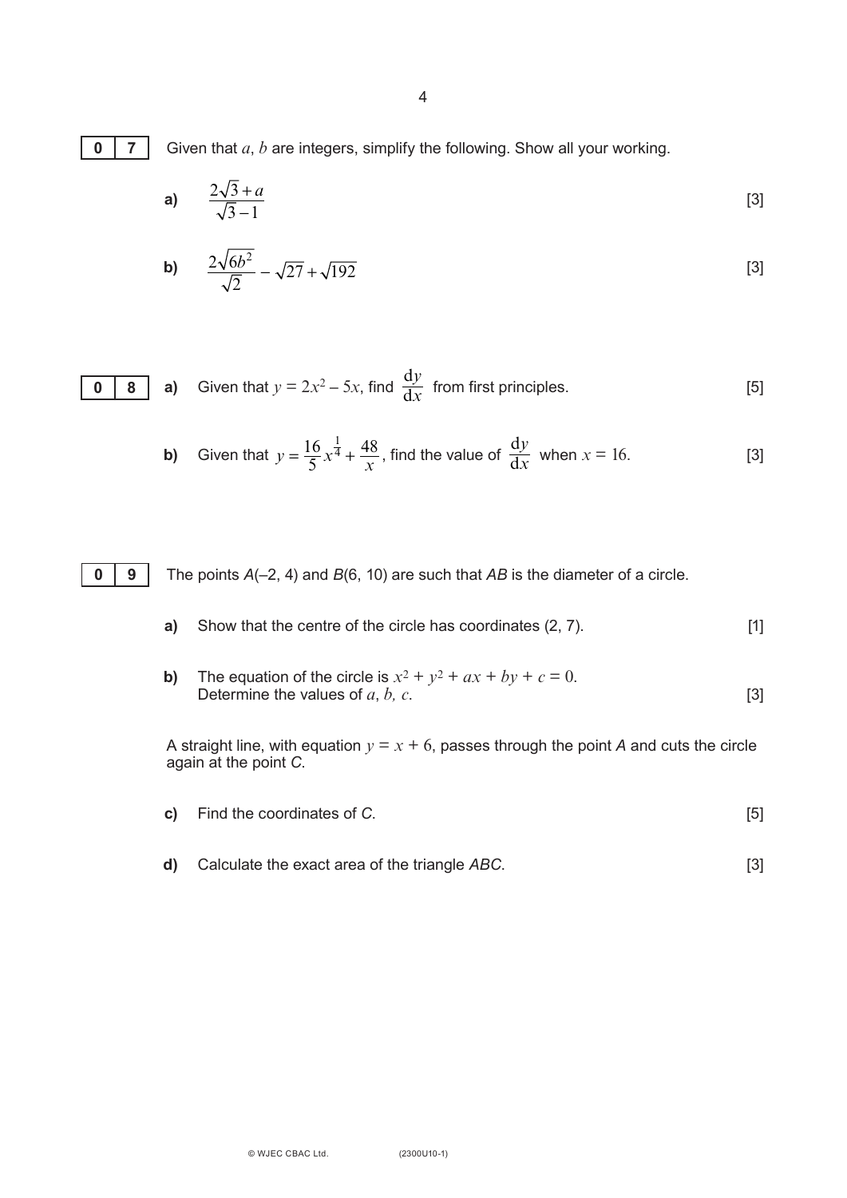**0 7** Given that $a$, $b$ are integers, simplify the following. Show all your working.

**a)** $\dfrac{2\sqrt{3}+a}{\sqrt{3}-1}$ [3]

**b)** $\dfrac{2\sqrt{6b^2}}{\sqrt{2}} - \sqrt{27} + \sqrt{192}$ [3]

**0 8** **a)** Given that $y = 2x^2 - 5x$, find $\dfrac{\mathrm{d}y}{\mathrm{d}x}$ from first principles. [5]

**b)** Given that $y = \dfrac{16}{5}x^{\frac{1}{4}} + \dfrac{48}{x}$, find the value of $\dfrac{\mathrm{d}y}{\mathrm{d}x}$ when $x = 16$. [3]

**0 9** The points $A(-2, 4)$ and $B(6, 10)$ are such that $AB$ is the diameter of a circle.

**a)** Show that the centre of the circle has coordinates $(2, 7)$. [1]

**b)** The equation of the circle is $x^2 + y^2 + ax + by + c = 0$.
Determine the values of $a$, $b$, $c$. [3]

A straight line, with equation $y = x + 6$, passes through the point $A$ and cuts the circle again at the point $C$.

**c)** Find the coordinates of $C$. [5]

**d)** Calculate the exact area of the triangle $ABC$. [3]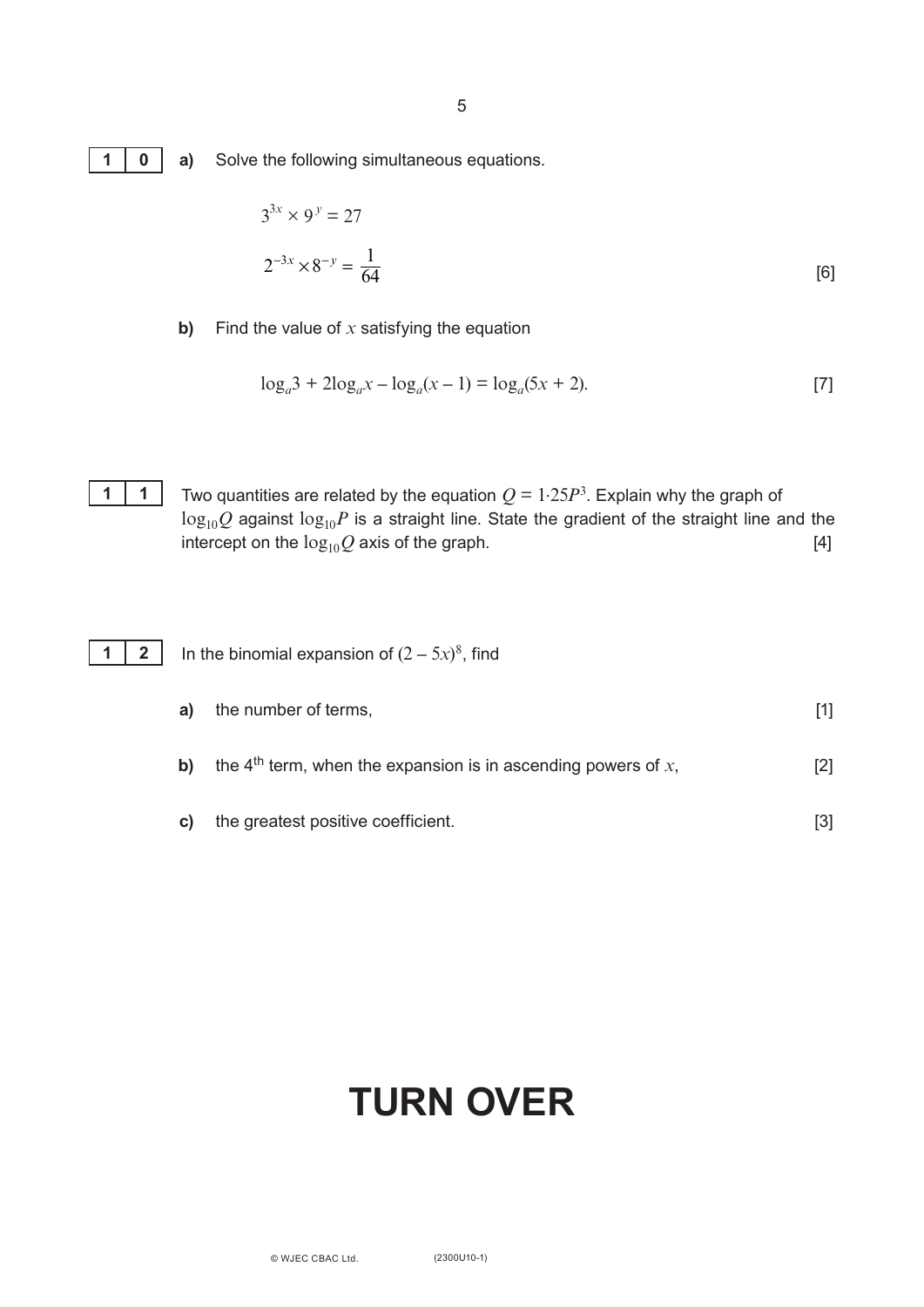**10** **a)** Solve the following simultaneous equations.

$$3^{3x} \times 9^{y} = 27$$

$$2^{-3x} \times 8^{-y} = \frac{1}{64}$$

[6]

**b)** Find the value of $x$ satisfying the equation

$$\log_a 3 + 2\log_a x - \log_a(x - 1) = \log_a(5x + 2).$$

[7]

**11** Two quantities are related by the equation $Q = 1{\cdot}25P^3$. Explain why the graph of $\log_{10}Q$ against $\log_{10}P$ is a straight line. State the gradient of the straight line and the intercept on the $\log_{10}Q$ axis of the graph. [4]

**12** In the binomial expansion of $(2 - 5x)^8$, find

**a)** the number of terms, [1]

**b)** the 4th term, when the expansion is in ascending powers of $x$, [2]

**c)** the greatest positive coefficient. [3]

# TURN OVER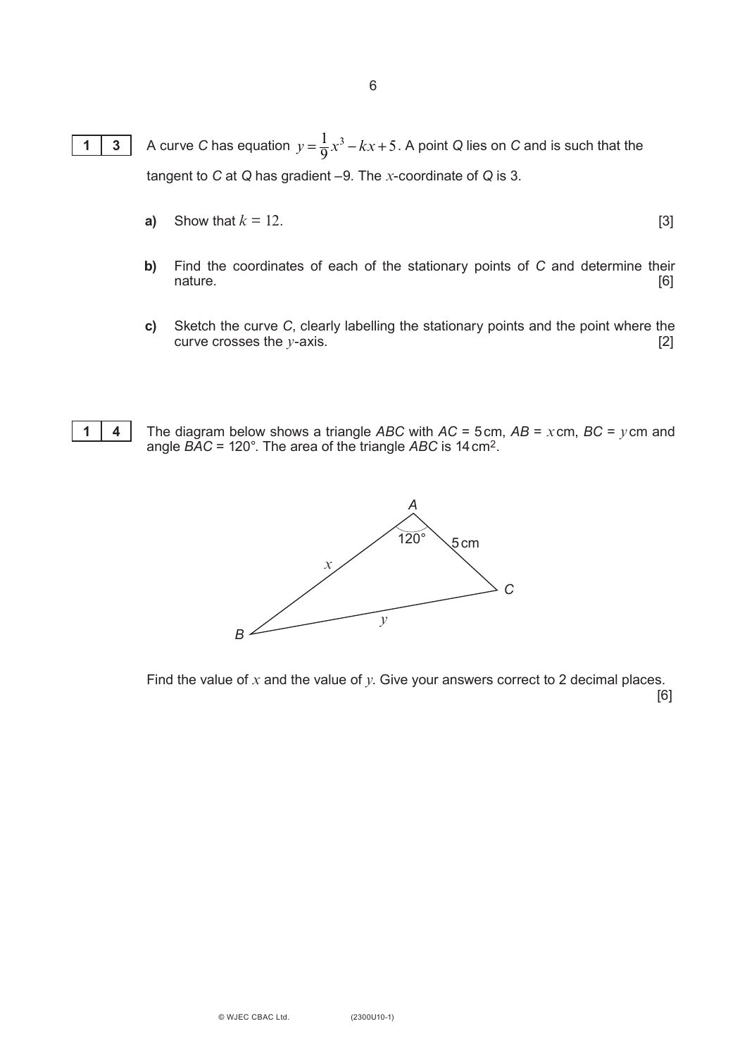**13** A curve *C* has equation $y = \frac{1}{9}x^3 - kx + 5$. A point *Q* lies on *C* and is such that the tangent to *C* at *Q* has gradient –9. The $x$-coordinate of *Q* is 3.

**a)** Show that $k = 12$. [3]

**b)** Find the coordinates of each of the stationary points of *C* and determine their nature. [6]

**c)** Sketch the curve *C*, clearly labelling the stationary points and the point where the curve crosses the $y$-axis. [2]

**14** The diagram below shows a triangle *ABC* with *AC* = 5 cm, *AB* = $x$ cm, *BC* = $y$ cm and angle *BAC* = 120°. The area of the triangle *ABC* is 14 cm$^2$.

Find the value of $x$ and the value of $y$. Give your answers correct to 2 decimal places. [6]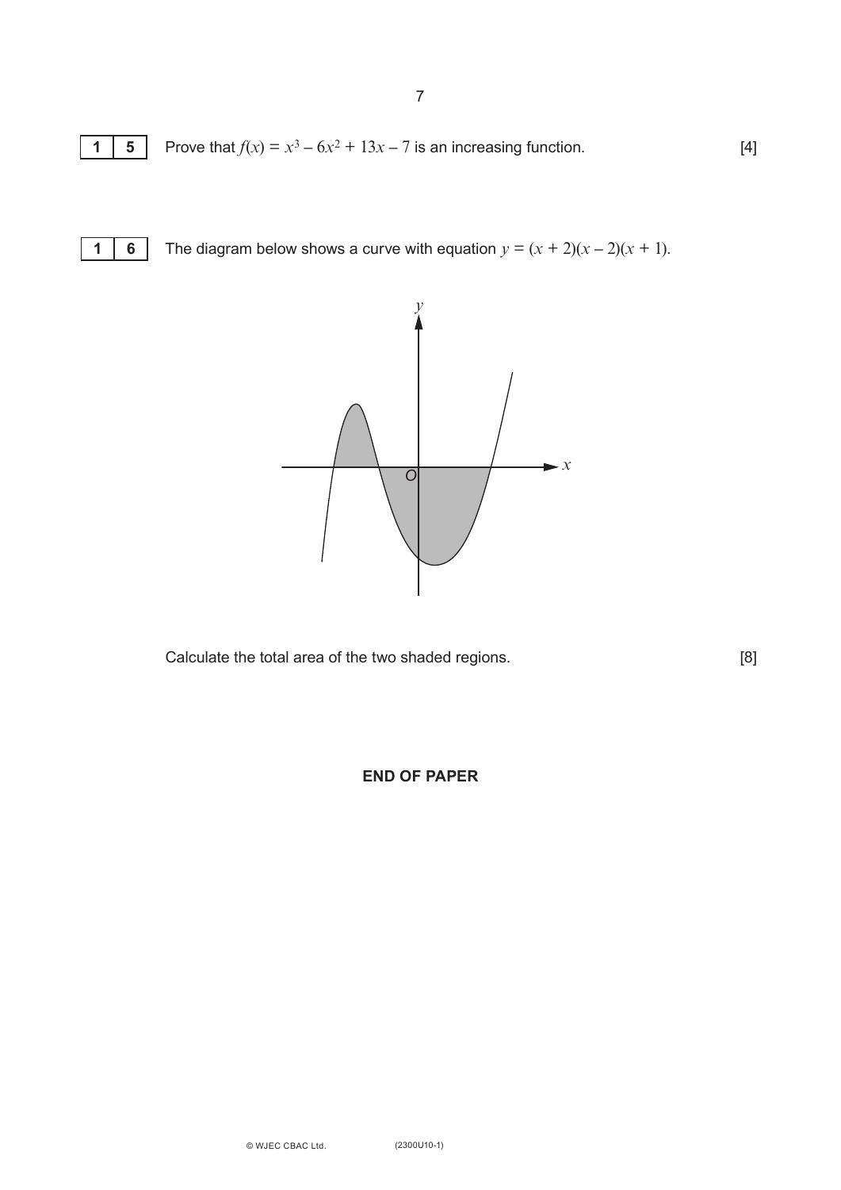**15** Prove that $f(x) = x^3 - 6x^2 + 13x - 7$ is an increasing function. [4]

**16** The diagram below shows a curve with equation $y = (x + 2)(x - 2)(x + 1)$.

$y$

$O$

$x$

Calculate the total area of the two shaded regions. [8]

**END OF PAPER**